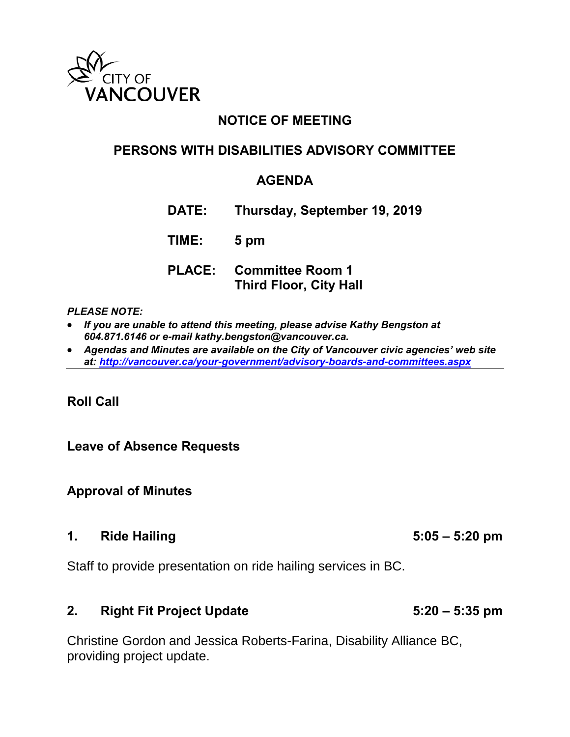CITY OF VANCOUVER

# NOTICE OF MEETING

## PERSONS WITH DISABILITIES ADVISORY COMMITTEE

## AGENDA

**DATE:** Thursday, September 19, 2019

**TIME:** 5 pm

**PLACE:** Committee Room 1
Third Floor, City Hall

***PLEASE NOTE:***

- ***If you are unable to attend this meeting, please advise Kathy Bengston at 604.871.6146 or e-mail kathy.bengston@vancouver.ca.***
- ***Agendas and Minutes are available on the City of Vancouver civic agencies' web site at: http://vancouver.ca/your-government/advisory-boards-and-committees.aspx***

---

### Roll Call

### Leave of Absence Requests

### Approval of Minutes

### 1. Ride Hailing 5:05 – 5:20 pm

Staff to provide presentation on ride hailing services in BC.

### 2. Right Fit Project Update 5:20 – 5:35 pm

Christine Gordon and Jessica Roberts-Farina, Disability Alliance BC, providing project update.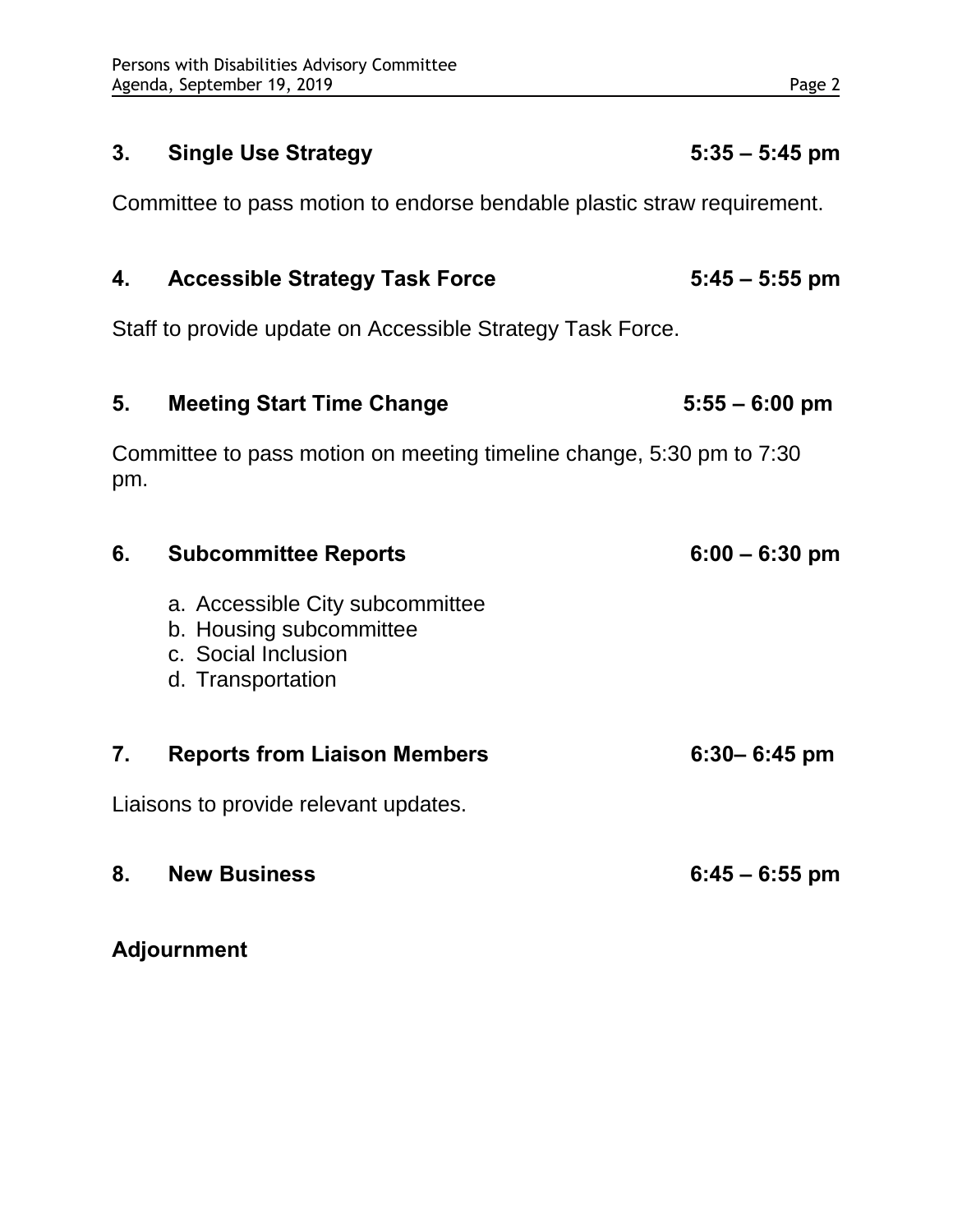### 3. Single Use Strategy 5:35 – 5:45 pm

Committee to pass motion to endorse bendable plastic straw requirement.

### 4. Accessible Strategy Task Force 5:45 – 5:55 pm

Staff to provide update on Accessible Strategy Task Force.

### 5. Meeting Start Time Change 5:55 – 6:00 pm

Committee to pass motion on meeting timeline change, 5:30 pm to 7:30 pm.

### 6. Subcommittee Reports 6:00 – 6:30 pm

a. Accessible City subcommittee
b. Housing subcommittee
c. Social Inclusion
d. Transportation

### 7. Reports from Liaison Members 6:30– 6:45 pm

Liaisons to provide relevant updates.

### 8. New Business 6:45 – 6:55 pm

### Adjournment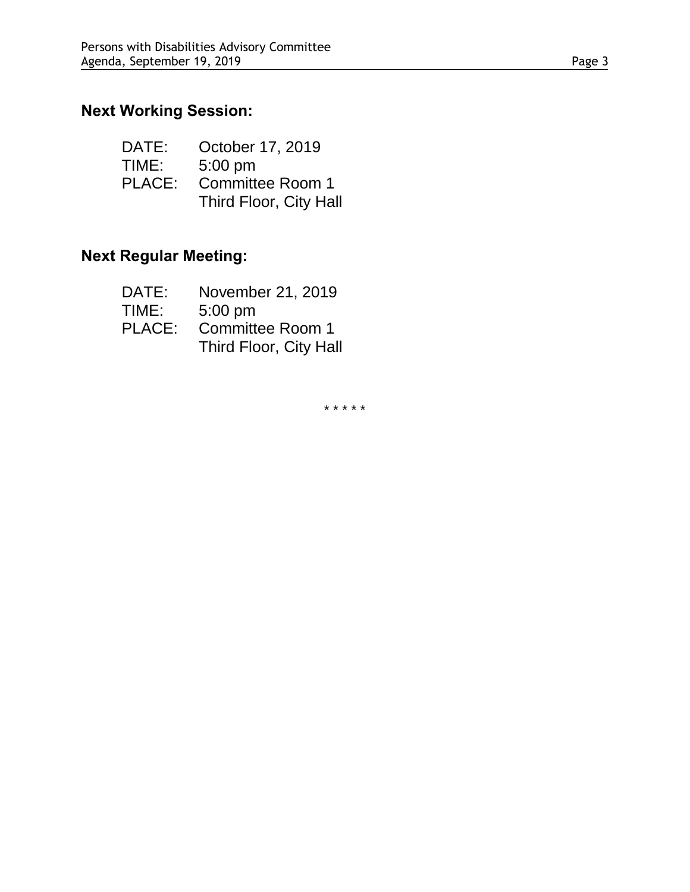## Next Working Session:

| | |
|---|---|
| DATE: | October 17, 2019 |
| TIME: | 5:00 pm |
| PLACE: | Committee Room 1<br>Third Floor, City Hall |

## Next Regular Meeting:

| | |
|---|---|
| DATE: | November 21, 2019 |
| TIME: | 5:00 pm |
| PLACE: | Committee Room 1<br>Third Floor, City Hall |

* * * * *